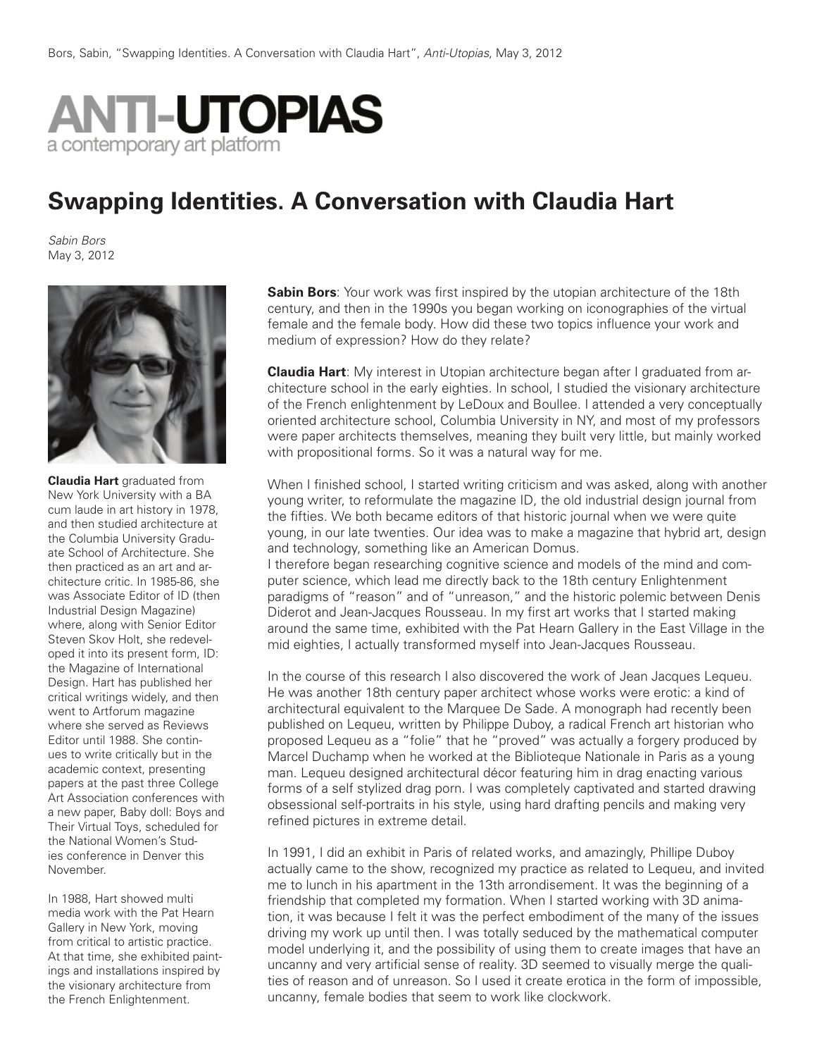Bors, Sabin, "Swapping Identities. A Conversation with Claudia Hart", *Anti-Utopias*, May 3, 2012

ANTI-UTOPIAS
a contemporary art platform

# Swapping Identities. A Conversation with Claudia Hart

*Sabin Bors*
May 3, 2012

**Claudia Hart** graduated from New York University with a BA cum laude in art history in 1978, and then studied architecture at the Columbia University Graduate School of Architecture. She then practiced as an art and architecture critic. In 1985-86, she was Associate Editor of ID (then Industrial Design Magazine) where, along with Senior Editor Steven Skov Holt, she redeveloped it into its present form, ID: the Magazine of International Design. Hart has published her critical writings widely, and then went to Artforum magazine where she served as Reviews Editor until 1988. She continues to write critically but in the academic context, presenting papers at the past three College Art Association conferences with a new paper, Baby doll: Boys and Their Virtual Toys, scheduled for the National Women's Studies conference in Denver this November.

In 1988, Hart showed multi media work with the Pat Hearn Gallery in New York, moving from critical to artistic practice. At that time, she exhibited paintings and installations inspired by the visionary architecture from the French Enlightenment.

**Sabin Bors**: Your work was first inspired by the utopian architecture of the 18th century, and then in the 1990s you began working on iconographies of the virtual female and the female body. How did these two topics influence your work and medium of expression? How do they relate?

**Claudia Hart**: My interest in Utopian architecture began after I graduated from architecture school in the early eighties. In school, I studied the visionary architecture of the French enlightenment by LeDoux and Boullee. I attended a very conceptually oriented architecture school, Columbia University in NY, and most of my professors were paper architects themselves, meaning they built very little, but mainly worked with propositional forms. So it was a natural way for me.

When I finished school, I started writing criticism and was asked, along with another young writer, to reformulate the magazine ID, the old industrial design journal from the fifties. We both became editors of that historic journal when we were quite young, in our late twenties. Our idea was to make a magazine that hybrid art, design and technology, something like an American Domus.
I therefore began researching cognitive science and models of the mind and computer science, which lead me directly back to the 18th century Enlightenment paradigms of "reason" and of "unreason," and the historic polemic between Denis Diderot and Jean-Jacques Rousseau. In my first art works that I started making around the same time, exhibited with the Pat Hearn Gallery in the East Village in the mid eighties, I actually transformed myself into Jean-Jacques Rousseau.

In the course of this research I also discovered the work of Jean Jacques Lequeu. He was another 18th century paper architect whose works were erotic: a kind of architectural equivalent to the Marquee De Sade. A monograph had recently been published on Lequeu, written by Philippe Duboy, a radical French art historian who proposed Lequeu as a "folie" that he "proved" was actually a forgery produced by Marcel Duchamp when he worked at the Biblioteque Nationale in Paris as a young man. Lequeu designed architectural décor featuring him in drag enacting various forms of a self stylized drag porn. I was completely captivated and started drawing obsessional self-portraits in his style, using hard drafting pencils and making very refined pictures in extreme detail.

In 1991, I did an exhibit in Paris of related works, and amazingly, Phillipe Duboy actually came to the show, recognized my practice as related to Lequeu, and invited me to lunch in his apartment in the 13th arrondisement. It was the beginning of a friendship that completed my formation. When I started working with 3D animation, it was because I felt it was the perfect embodiment of the many of the issues driving my work up until then. I was totally seduced by the mathematical computer model underlying it, and the possibility of using them to create images that have an uncanny and very artificial sense of reality. 3D seemed to visually merge the qualities of reason and of unreason. So I used it create erotica in the form of impossible, uncanny, female bodies that seem to work like clockwork.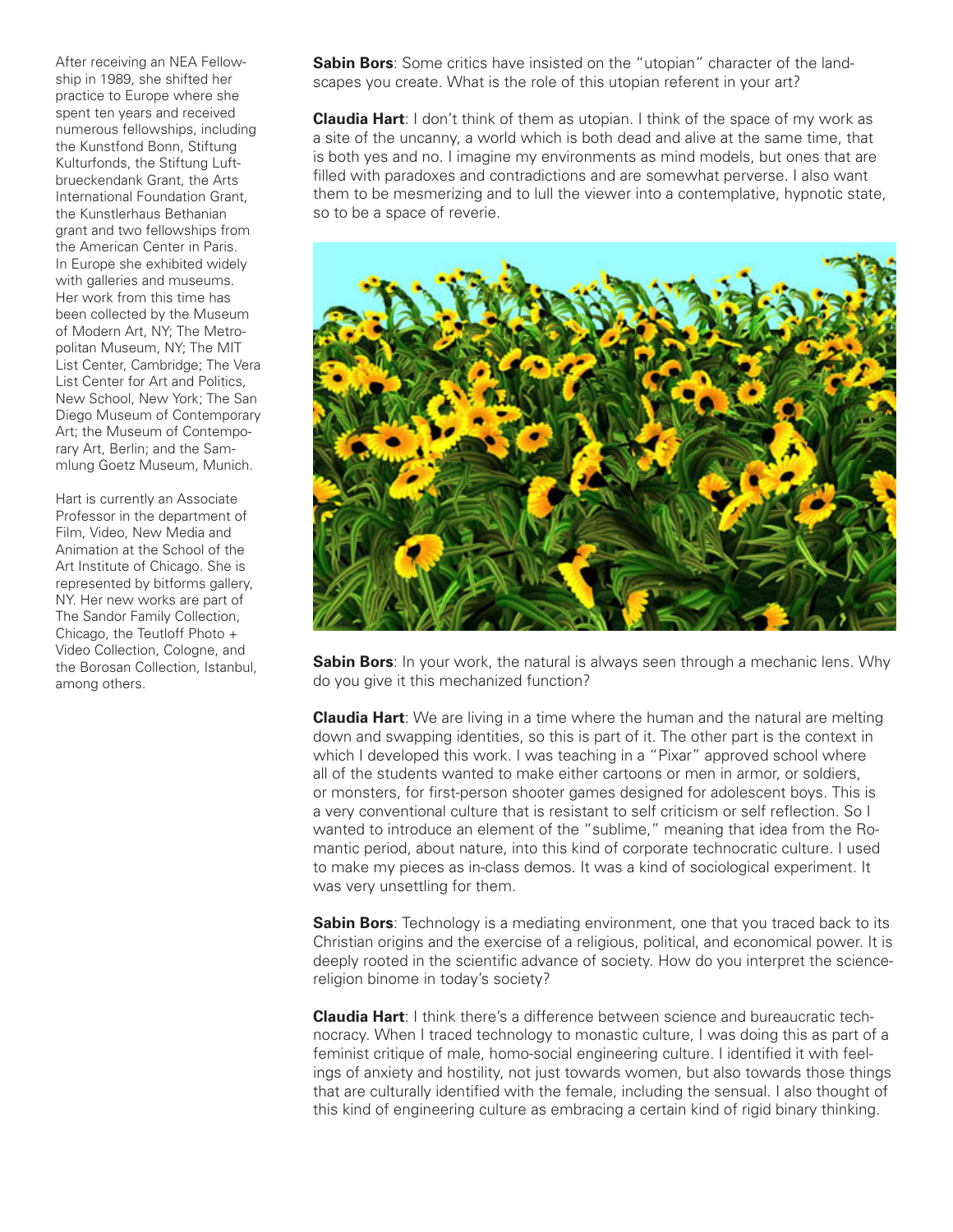After receiving an NEA Fellowship in 1989, she shifted her practice to Europe where she spent ten years and received numerous fellowships, including the Kunstfond Bonn, Stiftung Kulturfonds, the Stiftung Luftbrueckendank Grant, the Arts International Foundation Grant, the Kunstlerhaus Bethanian grant and two fellowships from the American Center in Paris. In Europe she exhibited widely with galleries and museums. Her work from this time has been collected by the Museum of Modern Art, NY; The Metropolitan Museum, NY; The MIT List Center, Cambridge; The Vera List Center for Art and Politics, New School, New York; The San Diego Museum of Contemporary Art; the Museum of Contemporary Art, Berlin; and the Sammlung Goetz Museum, Munich.

Hart is currently an Associate Professor in the department of Film, Video, New Media and Animation at the School of the Art Institute of Chicago. She is represented by bitforms gallery, NY. Her new works are part of The Sandor Family Collection, Chicago, the Teutloff Photo + Video Collection, Cologne, and the Borosan Collection, Istanbul, among others.

**Sabin Bors**: Some critics have insisted on the "utopian" character of the landscapes you create. What is the role of this utopian referent in your art?

**Claudia Hart**: I don't think of them as utopian. I think of the space of my work as a site of the uncanny, a world which is both dead and alive at the same time, that is both yes and no. I imagine my environments as mind models, but ones that are filled with paradoxes and contradictions and are somewhat perverse. I also want them to be mesmerizing and to lull the viewer into a contemplative, hypnotic state, so to be a space of reverie.

**Sabin Bors**: In your work, the natural is always seen through a mechanic lens. Why do you give it this mechanized function?

**Claudia Hart**: We are living in a time where the human and the natural are melting down and swapping identities, so this is part of it. The other part is the context in which I developed this work. I was teaching in a "Pixar" approved school where all of the students wanted to make either cartoons or men in armor, or soldiers, or monsters, for first-person shooter games designed for adolescent boys. This is a very conventional culture that is resistant to self criticism or self reflection. So I wanted to introduce an element of the "sublime," meaning that idea from the Romantic period, about nature, into this kind of corporate technocratic culture. I used to make my pieces as in-class demos. It was a kind of sociological experiment. It was very unsettling for them.

**Sabin Bors**: Technology is a mediating environment, one that you traced back to its Christian origins and the exercise of a religious, political, and economical power. It is deeply rooted in the scientific advance of society. How do you interpret the science-religion binome in today's society?

**Claudia Hart**: I think there's a difference between science and bureaucratic technocracy. When I traced technology to monastic culture, I was doing this as part of a feminist critique of male, homo-social engineering culture. I identified it with feelings of anxiety and hostility, not just towards women, but also towards those things that are culturally identified with the female, including the sensual. I also thought of this kind of engineering culture as embracing a certain kind of rigid binary thinking.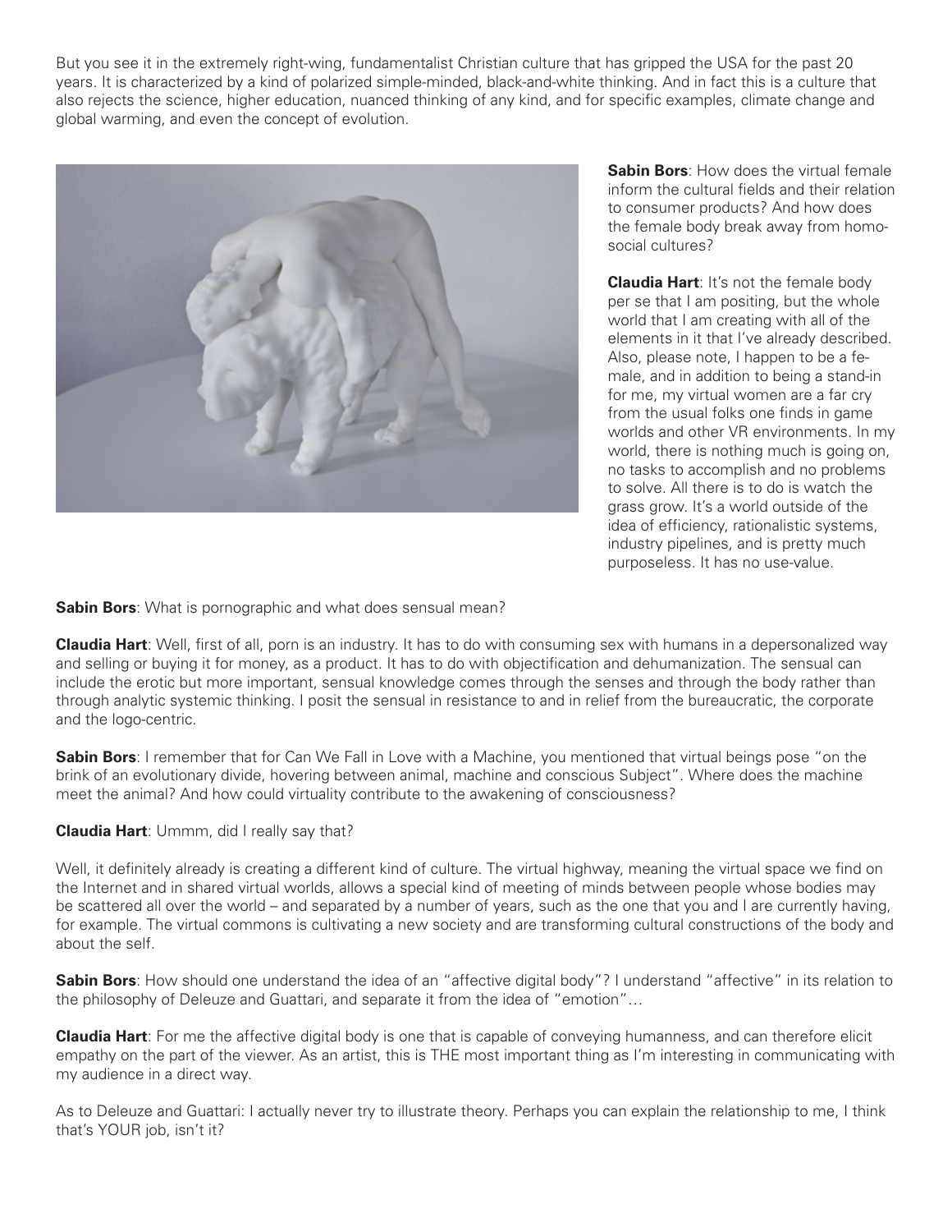But you see it in the extremely right-wing, fundamentalist Christian culture that has gripped the USA for the past 20 years. It is characterized by a kind of polarized simple-minded, black-and-white thinking. And in fact this is a culture that also rejects the science, higher education, nuanced thinking of any kind, and for specific examples, climate change and global warming, and even the concept of evolution.

**Sabin Bors**: How does the virtual female inform the cultural fields and their relation to consumer products? And how does the female body break away from homo-social cultures?

**Claudia Hart**: It's not the female body per se that I am positing, but the whole world that I am creating with all of the elements in it that I've already described. Also, please note, I happen to be a female, and in addition to being a stand-in for me, my virtual women are a far cry from the usual folks one finds in game worlds and other VR environments. In my world, there is nothing much is going on, no tasks to accomplish and no problems to solve. All there is to do is watch the grass grow. It's a world outside of the idea of efficiency, rationalistic systems, industry pipelines, and is pretty much purposeless. It has no use-value.

**Sabin Bors**: What is pornographic and what does sensual mean?

**Claudia Hart**: Well, first of all, porn is an industry. It has to do with consuming sex with humans in a depersonalized way and selling or buying it for money, as a product. It has to do with objectification and dehumanization. The sensual can include the erotic but more important, sensual knowledge comes through the senses and through the body rather than through analytic systemic thinking. I posit the sensual in resistance to and in relief from the bureaucratic, the corporate and the logo-centric.

**Sabin Bors**: I remember that for Can We Fall in Love with a Machine, you mentioned that virtual beings pose "on the brink of an evolutionary divide, hovering between animal, machine and conscious Subject". Where does the machine meet the animal? And how could virtuality contribute to the awakening of consciousness?

**Claudia Hart**: Ummm, did I really say that?

Well, it definitely already is creating a different kind of culture. The virtual highway, meaning the virtual space we find on the Internet and in shared virtual worlds, allows a special kind of meeting of minds between people whose bodies may be scattered all over the world – and separated by a number of years, such as the one that you and I are currently having, for example. The virtual commons is cultivating a new society and are transforming cultural constructions of the body and about the self.

**Sabin Bors**: How should one understand the idea of an "affective digital body"? I understand "affective" in its relation to the philosophy of Deleuze and Guattari, and separate it from the idea of "emotion"…

**Claudia Hart**: For me the affective digital body is one that is capable of conveying humanness, and can therefore elicit empathy on the part of the viewer. As an artist, this is THE most important thing as I'm interesting in communicating with my audience in a direct way.

As to Deleuze and Guattari: I actually never try to illustrate theory. Perhaps you can explain the relationship to me, I think that's YOUR job, isn't it?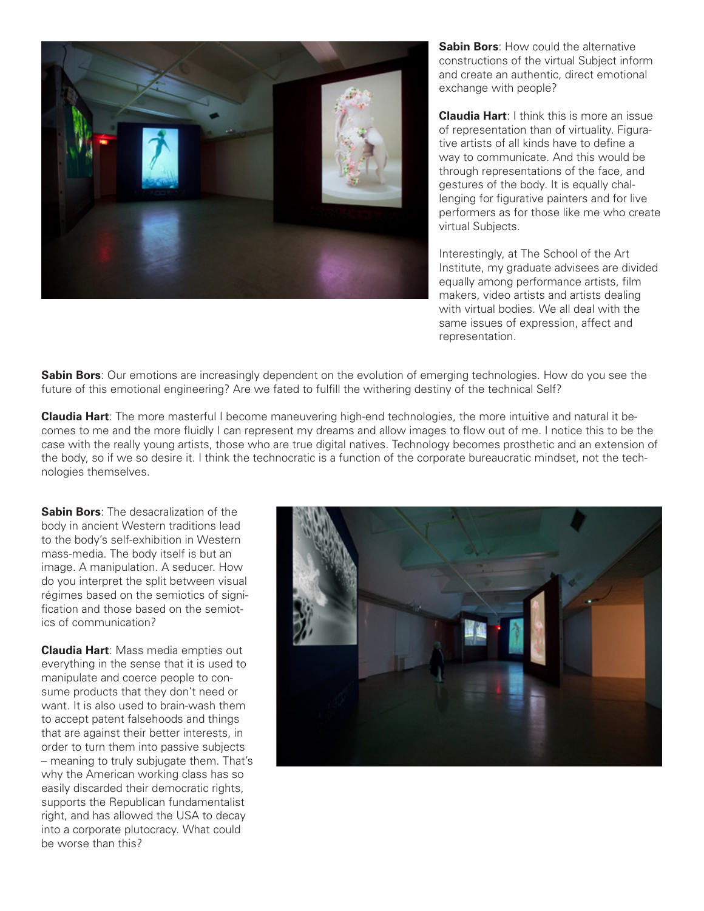**Sabin Bors**: How could the alternative constructions of the virtual Subject inform and create an authentic, direct emotional exchange with people?

**Claudia Hart**: I think this is more an issue of representation than of virtuality. Figurative artists of all kinds have to define a way to communicate. And this would be through representations of the face, and gestures of the body. It is equally challenging for figurative painters and for live performers as for those like me who create virtual Subjects.

Interestingly, at The School of the Art Institute, my graduate advisees are divided equally among performance artists, film makers, video artists and artists dealing with virtual bodies. We all deal with the same issues of expression, affect and representation.

**Sabin Bors**: Our emotions are increasingly dependent on the evolution of emerging technologies. How do you see the future of this emotional engineering? Are we fated to fulfill the withering destiny of the technical Self?

**Claudia Hart**: The more masterful I become maneuvering high-end technologies, the more intuitive and natural it becomes to me and the more fluidly I can represent my dreams and allow images to flow out of me. I notice this to be the case with the really young artists, those who are true digital natives. Technology becomes prosthetic and an extension of the body, so if we so desire it. I think the technocratic is a function of the corporate bureaucratic mindset, not the technologies themselves.

**Sabin Bors**: The desacralization of the body in ancient Western traditions lead to the body's self-exhibition in Western mass-media. The body itself is but an image. A manipulation. A seducer. How do you interpret the split between visual régimes based on the semiotics of signification and those based on the semiotics of communication?

**Claudia Hart**: Mass media empties out everything in the sense that it is used to manipulate and coerce people to consume products that they don't need or want. It is also used to brain-wash them to accept patent falsehoods and things that are against their better interests, in order to turn them into passive subjects – meaning to truly subjugate them. That's why the American working class has so easily discarded their democratic rights, supports the Republican fundamentalist right, and has allowed the USA to decay into a corporate plutocracy. What could be worse than this?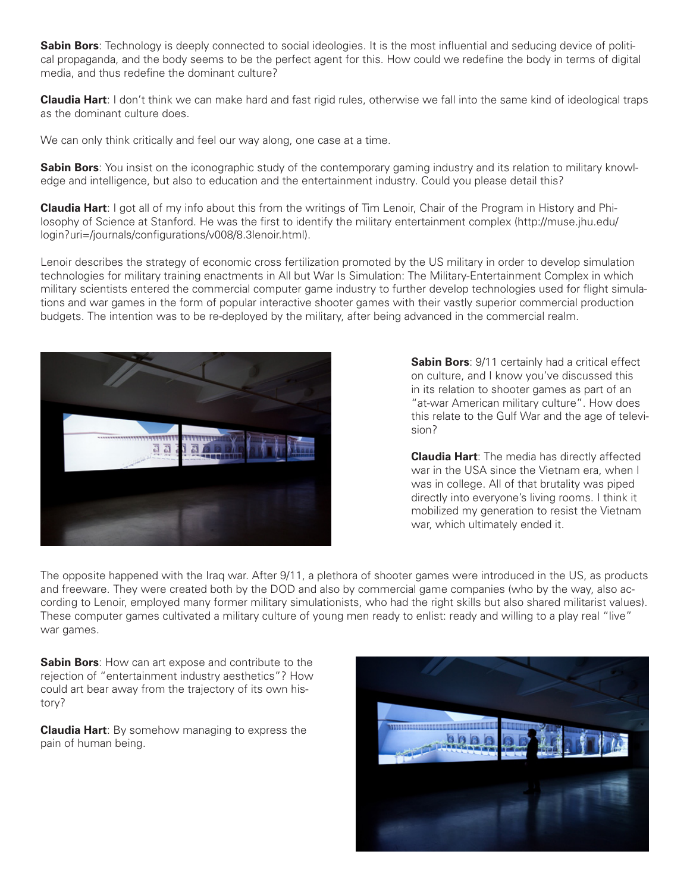**Sabin Bors**: Technology is deeply connected to social ideologies. It is the most influential and seducing device of political propaganda, and the body seems to be the perfect agent for this. How could we redefine the body in terms of digital media, and thus redefine the dominant culture?

**Claudia Hart**: I don't think we can make hard and fast rigid rules, otherwise we fall into the same kind of ideological traps as the dominant culture does.

We can only think critically and feel our way along, one case at a time.

**Sabin Bors**: You insist on the iconographic study of the contemporary gaming industry and its relation to military knowledge and intelligence, but also to education and the entertainment industry. Could you please detail this?

**Claudia Hart**: I got all of my info about this from the writings of Tim Lenoir, Chair of the Program in History and Philosophy of Science at Stanford. He was the first to identify the military entertainment complex (http://muse.jhu.edu/login?uri=/journals/configurations/v008/8.3lenoir.html).

Lenoir describes the strategy of economic cross fertilization promoted by the US military in order to develop simulation technologies for military training enactments in All but War Is Simulation: The Military-Entertainment Complex in which military scientists entered the commercial computer game industry to further develop technologies used for flight simulations and war games in the form of popular interactive shooter games with their vastly superior commercial production budgets. The intention was to be re-deployed by the military, after being advanced in the commercial realm.

**Sabin Bors**: 9/11 certainly had a critical effect on culture, and I know you've discussed this in its relation to shooter games as part of an "at-war American military culture". How does this relate to the Gulf War and the age of television?

**Claudia Hart**: The media has directly affected war in the USA since the Vietnam era, when I was in college. All of that brutality was piped directly into everyone's living rooms. I think it mobilized my generation to resist the Vietnam war, which ultimately ended it.

The opposite happened with the Iraq war. After 9/11, a plethora of shooter games were introduced in the US, as products and freeware. They were created both by the DOD and also by commercial game companies (who by the way, also according to Lenoir, employed many former military simulationists, who had the right skills but also shared militarist values). These computer games cultivated a military culture of young men ready to enlist: ready and willing to a play real "live" war games.

**Sabin Bors**: How can art expose and contribute to the rejection of "entertainment industry aesthetics"? How could art bear away from the trajectory of its own history?

**Claudia Hart**: By somehow managing to express the pain of human being.